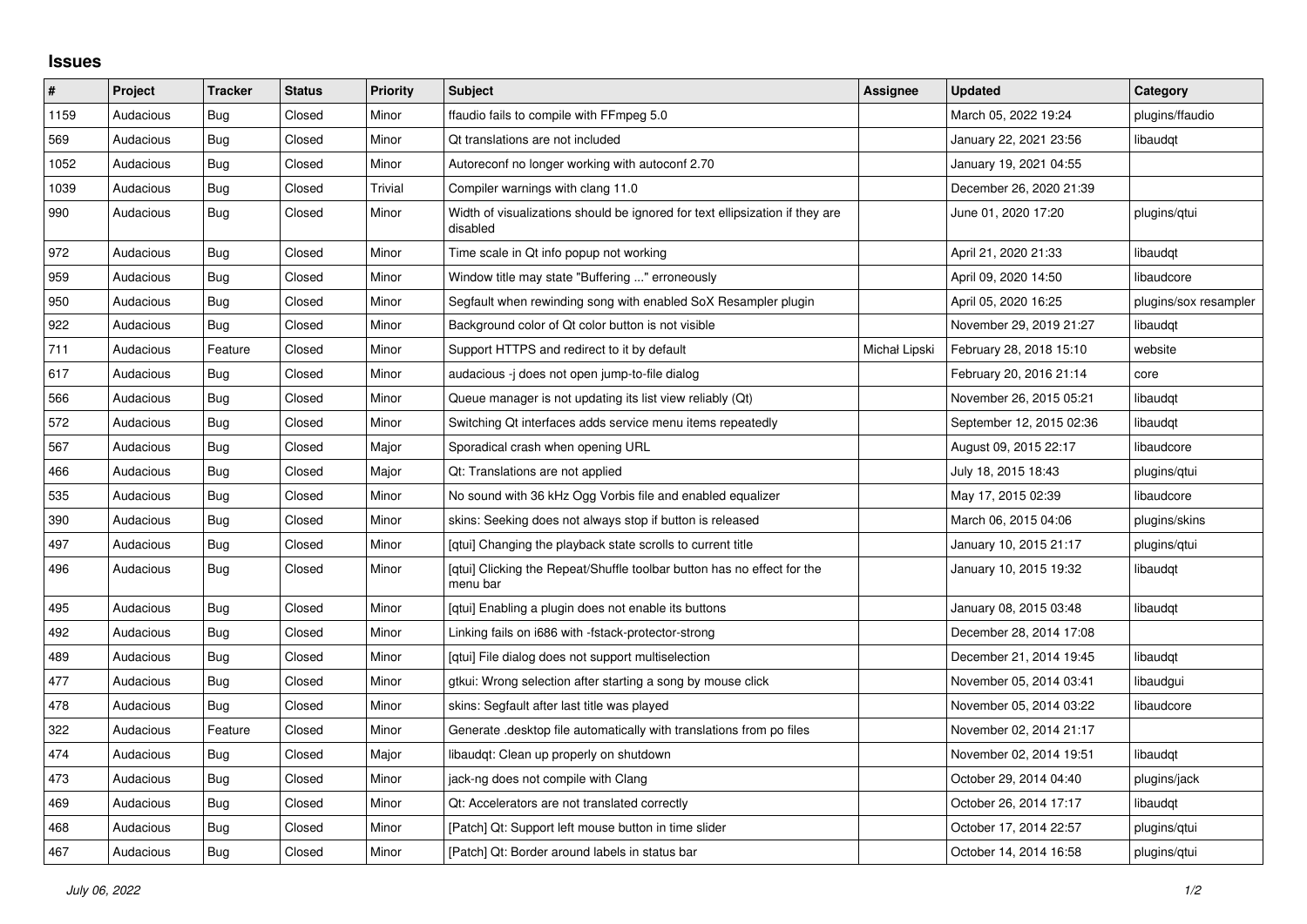## Issues

| # | Project | Tracker | Status | Priority | Subject | Assignee | Updated | Category |
|---|---|---|---|---|---|---|---|---|
| 1159 | Audacious | Bug | Closed | Minor | ffaudio fails to compile with FFmpeg 5.0 | | March 05, 2022 19:24 | plugins/ffaudio |
| 569 | Audacious | Bug | Closed | Minor | Qt translations are not included | | January 22, 2021 23:56 | libaudqt |
| 1052 | Audacious | Bug | Closed | Minor | Autoreconf no longer working with autoconf 2.70 | | January 19, 2021 04:55 | |
| 1039 | Audacious | Bug | Closed | Trivial | Compiler warnings with clang 11.0 | | December 26, 2020 21:39 | |
| 990 | Audacious | Bug | Closed | Minor | Width of visualizations should be ignored for text ellipsization if they are disabled | | June 01, 2020 17:20 | plugins/qtui |
| 972 | Audacious | Bug | Closed | Minor | Time scale in Qt info popup not working | | April 21, 2020 21:33 | libaudqt |
| 959 | Audacious | Bug | Closed | Minor | Window title may state "Buffering ..." erroneously | | April 09, 2020 14:50 | libaudcore |
| 950 | Audacious | Bug | Closed | Minor | Segfault when rewinding song with enabled SoX Resampler plugin | | April 05, 2020 16:25 | plugins/sox resampler |
| 922 | Audacious | Bug | Closed | Minor | Background color of Qt color button is not visible | | November 29, 2019 21:27 | libaudqt |
| 711 | Audacious | Feature | Closed | Minor | Support HTTPS and redirect to it by default | Michał Lipski | February 28, 2018 15:10 | website |
| 617 | Audacious | Bug | Closed | Minor | audacious -j does not open jump-to-file dialog | | February 20, 2016 21:14 | core |
| 566 | Audacious | Bug | Closed | Minor | Queue manager is not updating its list view reliably (Qt) | | November 26, 2015 05:21 | libaudqt |
| 572 | Audacious | Bug | Closed | Minor | Switching Qt interfaces adds service menu items repeatedly | | September 12, 2015 02:36 | libaudqt |
| 567 | Audacious | Bug | Closed | Major | Sporadical crash when opening URL | | August 09, 2015 22:17 | libaudcore |
| 466 | Audacious | Bug | Closed | Major | Qt: Translations are not applied | | July 18, 2015 18:43 | plugins/qtui |
| 535 | Audacious | Bug | Closed | Minor | No sound with 36 kHz Ogg Vorbis file and enabled equalizer | | May 17, 2015 02:39 | libaudcore |
| 390 | Audacious | Bug | Closed | Minor | skins: Seeking does not always stop if button is released | | March 06, 2015 04:06 | plugins/skins |
| 497 | Audacious | Bug | Closed | Minor | [qtui] Changing the playback state scrolls to current title | | January 10, 2015 21:17 | plugins/qtui |
| 496 | Audacious | Bug | Closed | Minor | [qtui] Clicking the Repeat/Shuffle toolbar button has no effect for the menu bar | | January 10, 2015 19:32 | libaudqt |
| 495 | Audacious | Bug | Closed | Minor | [qtui] Enabling a plugin does not enable its buttons | | January 08, 2015 03:48 | libaudqt |
| 492 | Audacious | Bug | Closed | Minor | Linking fails on i686 with -fstack-protector-strong | | December 28, 2014 17:08 | |
| 489 | Audacious | Bug | Closed | Minor | [qtui] File dialog does not support multiselection | | December 21, 2014 19:45 | libaudqt |
| 477 | Audacious | Bug | Closed | Minor | gtkui: Wrong selection after starting a song by mouse click | | November 05, 2014 03:41 | libaudgui |
| 478 | Audacious | Bug | Closed | Minor | skins: Segfault after last title was played | | November 05, 2014 03:22 | libaudcore |
| 322 | Audacious | Feature | Closed | Minor | Generate .desktop file automatically with translations from po files | | November 02, 2014 21:17 | |
| 474 | Audacious | Bug | Closed | Major | libaudqt: Clean up properly on shutdown | | November 02, 2014 19:51 | libaudqt |
| 473 | Audacious | Bug | Closed | Minor | jack-ng does not compile with Clang | | October 29, 2014 04:40 | plugins/jack |
| 469 | Audacious | Bug | Closed | Minor | Qt: Accelerators are not translated correctly | | October 26, 2014 17:17 | libaudqt |
| 468 | Audacious | Bug | Closed | Minor | [Patch] Qt: Support left mouse button in time slider | | October 17, 2014 22:57 | plugins/qtui |
| 467 | Audacious | Bug | Closed | Minor | [Patch] Qt: Border around labels in status bar | | October 14, 2014 16:58 | plugins/qtui |

*July 06, 2022*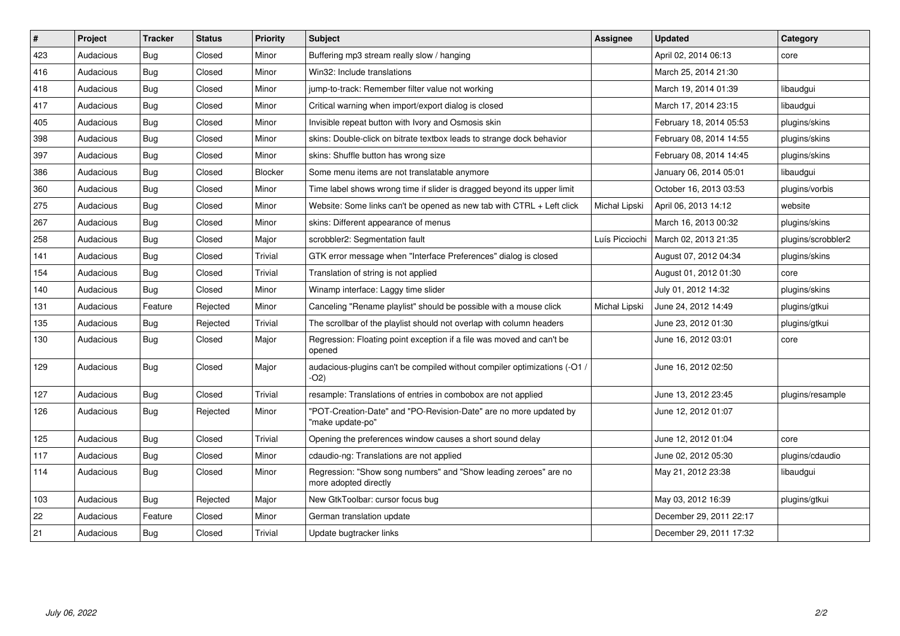| # | Project | Tracker | Status | Priority | Subject | Assignee | Updated | Category |
|---|---|---|---|---|---|---|---|---|
| 423 | Audacious | Bug | Closed | Minor | Buffering mp3 stream really slow / hanging | | April 02, 2014 06:13 | core |
| 416 | Audacious | Bug | Closed | Minor | Win32: Include translations | | March 25, 2014 21:30 | |
| 418 | Audacious | Bug | Closed | Minor | jump-to-track: Remember filter value not working | | March 19, 2014 01:39 | libaudgui |
| 417 | Audacious | Bug | Closed | Minor | Critical warning when import/export dialog is closed | | March 17, 2014 23:15 | libaudgui |
| 405 | Audacious | Bug | Closed | Minor | Invisible repeat button with Ivory and Osmosis skin | | February 18, 2014 05:53 | plugins/skins |
| 398 | Audacious | Bug | Closed | Minor | skins: Double-click on bitrate textbox leads to strange dock behavior | | February 08, 2014 14:55 | plugins/skins |
| 397 | Audacious | Bug | Closed | Minor | skins: Shuffle button has wrong size | | February 08, 2014 14:45 | plugins/skins |
| 386 | Audacious | Bug | Closed | Blocker | Some menu items are not translatable anymore | | January 06, 2014 05:01 | libaudgui |
| 360 | Audacious | Bug | Closed | Minor | Time label shows wrong time if slider is dragged beyond its upper limit | | October 16, 2013 03:53 | plugins/vorbis |
| 275 | Audacious | Bug | Closed | Minor | Website: Some links can't be opened as new tab with CTRL + Left click | Michał Lipski | April 06, 2013 14:12 | website |
| 267 | Audacious | Bug | Closed | Minor | skins: Different appearance of menus | | March 16, 2013 00:32 | plugins/skins |
| 258 | Audacious | Bug | Closed | Major | scrobbler2: Segmentation fault | Luís Picciochi | March 02, 2013 21:35 | plugins/scrobbler2 |
| 141 | Audacious | Bug | Closed | Trivial | GTK error message when "Interface Preferences" dialog is closed | | August 07, 2012 04:34 | plugins/skins |
| 154 | Audacious | Bug | Closed | Trivial | Translation of string is not applied | | August 01, 2012 01:30 | core |
| 140 | Audacious | Bug | Closed | Minor | Winamp interface: Laggy time slider | | July 01, 2012 14:32 | plugins/skins |
| 131 | Audacious | Feature | Rejected | Minor | Canceling "Rename playlist" should be possible with a mouse click | Michał Lipski | June 24, 2012 14:49 | plugins/gtkui |
| 135 | Audacious | Bug | Rejected | Trivial | The scrollbar of the playlist should not overlap with column headers | | June 23, 2012 01:30 | plugins/gtkui |
| 130 | Audacious | Bug | Closed | Major | Regression: Floating point exception if a file was moved and can't be opened | | June 16, 2012 03:01 | core |
| 129 | Audacious | Bug | Closed | Major | audacious-plugins can't be compiled without compiler optimizations (-O1 / -O2) | | June 16, 2012 02:50 | |
| 127 | Audacious | Bug | Closed | Trivial | resample: Translations of entries in combobox are not applied | | June 13, 2012 23:45 | plugins/resample |
| 126 | Audacious | Bug | Rejected | Minor | "POT-Creation-Date" and "PO-Revision-Date" are no more updated by "make update-po" | | June 12, 2012 01:07 | |
| 125 | Audacious | Bug | Closed | Trivial | Opening the preferences window causes a short sound delay | | June 12, 2012 01:04 | core |
| 117 | Audacious | Bug | Closed | Minor | cdaudio-ng: Translations are not applied | | June 02, 2012 05:30 | plugins/cdaudio |
| 114 | Audacious | Bug | Closed | Minor | Regression: "Show song numbers" and "Show leading zeroes" are no more adopted directly | | May 21, 2012 23:38 | libaudgui |
| 103 | Audacious | Bug | Rejected | Major | New GtkToolbar: cursor focus bug | | May 03, 2012 16:39 | plugins/gtkui |
| 22 | Audacious | Feature | Closed | Minor | German translation update | | December 29, 2011 22:17 | |
| 21 | Audacious | Bug | Closed | Trivial | Update bugtracker links | | December 29, 2011 17:32 | |